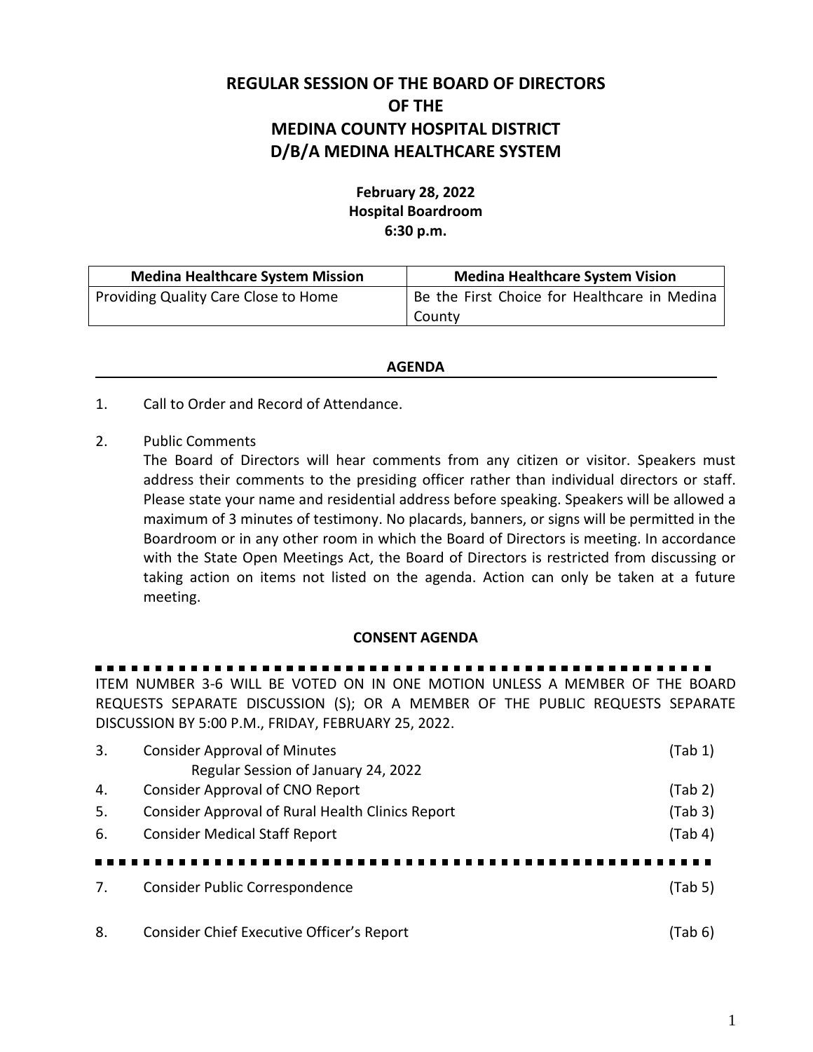# REGULAR SESSION OF THE BOARD OF DIRECTORS OF THE MEDINA COUNTY HOSPITAL DISTRICT D/B/A MEDINA HEALTHCARE SYSTEM

**February 28, 2022**
**Hospital Boardroom**
**6:30 p.m.**

| Medina Healthcare System Mission | Medina Healthcare System Vision |
|---|---|
| Providing Quality Care Close to Home | Be the First Choice for Healthcare in Medina County |

## AGENDA

1. Call to Order and Record of Attendance.

2. Public Comments
   The Board of Directors will hear comments from any citizen or visitor. Speakers must address their comments to the presiding officer rather than individual directors or staff. Please state your name and residential address before speaking. Speakers will be allowed a maximum of 3 minutes of testimony. No placards, banners, or signs will be permitted in the Boardroom or in any other room in which the Board of Directors is meeting. In accordance with the State Open Meetings Act, the Board of Directors is restricted from discussing or taking action on items not listed on the agenda. Action can only be taken at a future meeting.

### CONSENT AGENDA

---

ITEM NUMBER 3-6 WILL BE VOTED ON IN ONE MOTION UNLESS A MEMBER OF THE BOARD REQUESTS SEPARATE DISCUSSION (S); OR A MEMBER OF THE PUBLIC REQUESTS SEPARATE DISCUSSION BY 5:00 P.M., FRIDAY, FEBRUARY 25, 2022.

3. Consider Approval of Minutes (Tab 1)
   Regular Session of January 24, 2022
4. Consider Approval of CNO Report (Tab 2)
5. Consider Approval of Rural Health Clinics Report (Tab 3)
6. Consider Medical Staff Report (Tab 4)

---

7. Consider Public Correspondence (Tab 5)

8. Consider Chief Executive Officer's Report (Tab 6)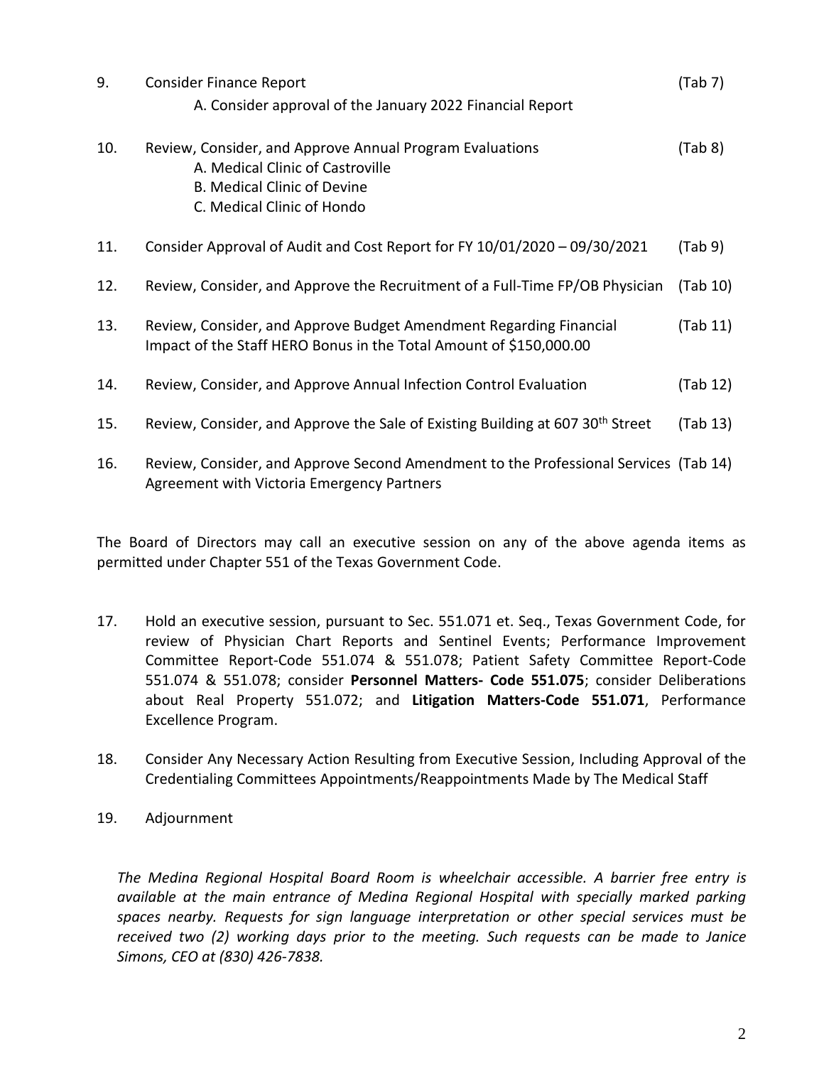9. Consider Finance Report (Tab 7)
   A. Consider approval of the January 2022 Financial Report

10. Review, Consider, and Approve Annual Program Evaluations (Tab 8)
    A. Medical Clinic of Castroville
    B. Medical Clinic of Devine
    C. Medical Clinic of Hondo

11. Consider Approval of Audit and Cost Report for FY 10/01/2020 – 09/30/2021 (Tab 9)

12. Review, Consider, and Approve the Recruitment of a Full-Time FP/OB Physician (Tab 10)

13. Review, Consider, and Approve Budget Amendment Regarding Financial Impact of the Staff HERO Bonus in the Total Amount of $150,000.00 (Tab 11)

14. Review, Consider, and Approve Annual Infection Control Evaluation (Tab 12)

15. Review, Consider, and Approve the Sale of Existing Building at 607 30th Street (Tab 13)

16. Review, Consider, and Approve Second Amendment to the Professional Services Agreement with Victoria Emergency Partners (Tab 14)

The Board of Directors may call an executive session on any of the above agenda items as permitted under Chapter 551 of the Texas Government Code.

17. Hold an executive session, pursuant to Sec. 551.071 et. Seq., Texas Government Code, for review of Physician Chart Reports and Sentinel Events; Performance Improvement Committee Report-Code 551.074 & 551.078; Patient Safety Committee Report-Code 551.074 & 551.078; consider **Personnel Matters- Code 551.075**; consider Deliberations about Real Property 551.072; and **Litigation Matters-Code 551.071**, Performance Excellence Program.

18. Consider Any Necessary Action Resulting from Executive Session, Including Approval of the Credentialing Committees Appointments/Reappointments Made by The Medical Staff

19. Adjournment

*The Medina Regional Hospital Board Room is wheelchair accessible. A barrier free entry is available at the main entrance of Medina Regional Hospital with specially marked parking spaces nearby. Requests for sign language interpretation or other special services must be received two (2) working days prior to the meeting. Such requests can be made to Janice Simons, CEO at (830) 426-7838.*